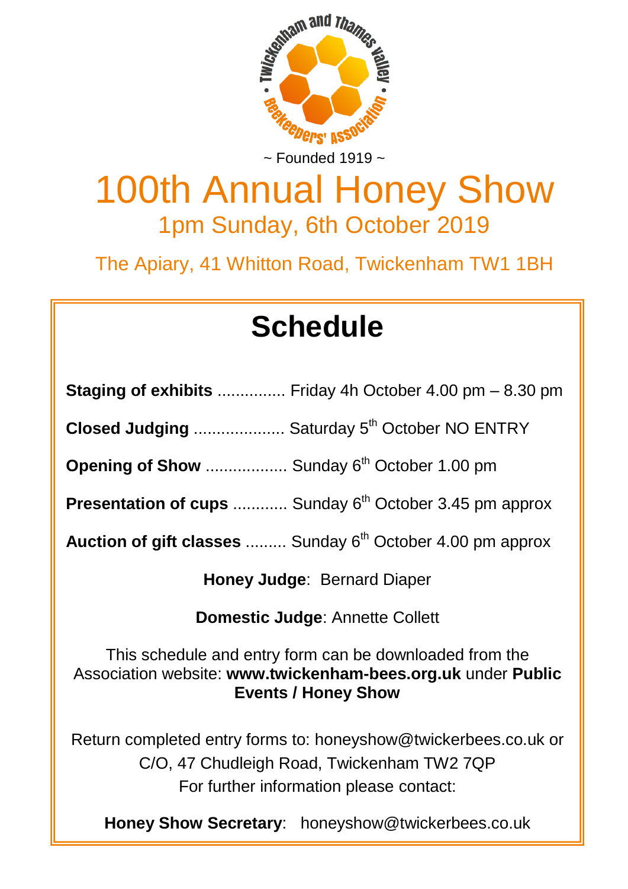Twickenham and Thames Valley • Beekeepers' Association •

~ Founded 1919 ~

# 100th Annual Honey Show

## 1pm Sunday, 6th October 2019

The Apiary, 41 Whitton Road, Twickenham TW1 1BH

# Schedule

**Staging of exhibits** ............... Friday 4h October 4.00 pm – 8.30 pm

**Closed Judging** .................... Saturday 5th October NO ENTRY

**Opening of Show** .................. Sunday 6th October 1.00 pm

**Presentation of cups** ............ Sunday 6th October 3.45 pm approx

**Auction of gift classes** ......... Sunday 6th October 4.00 pm approx

**Honey Judge**: Bernard Diaper

**Domestic Judge**: Annette Collett

This schedule and entry form can be downloaded from the Association website: **www.twickenham-bees.org.uk** under **Public Events / Honey Show**

Return completed entry forms to: honeyshow@twickerbees.co.uk or C/O, 47 Chudleigh Road, Twickenham TW2 7QP

For further information please contact:

**Honey Show Secretary**: honeyshow@twickerbees.co.uk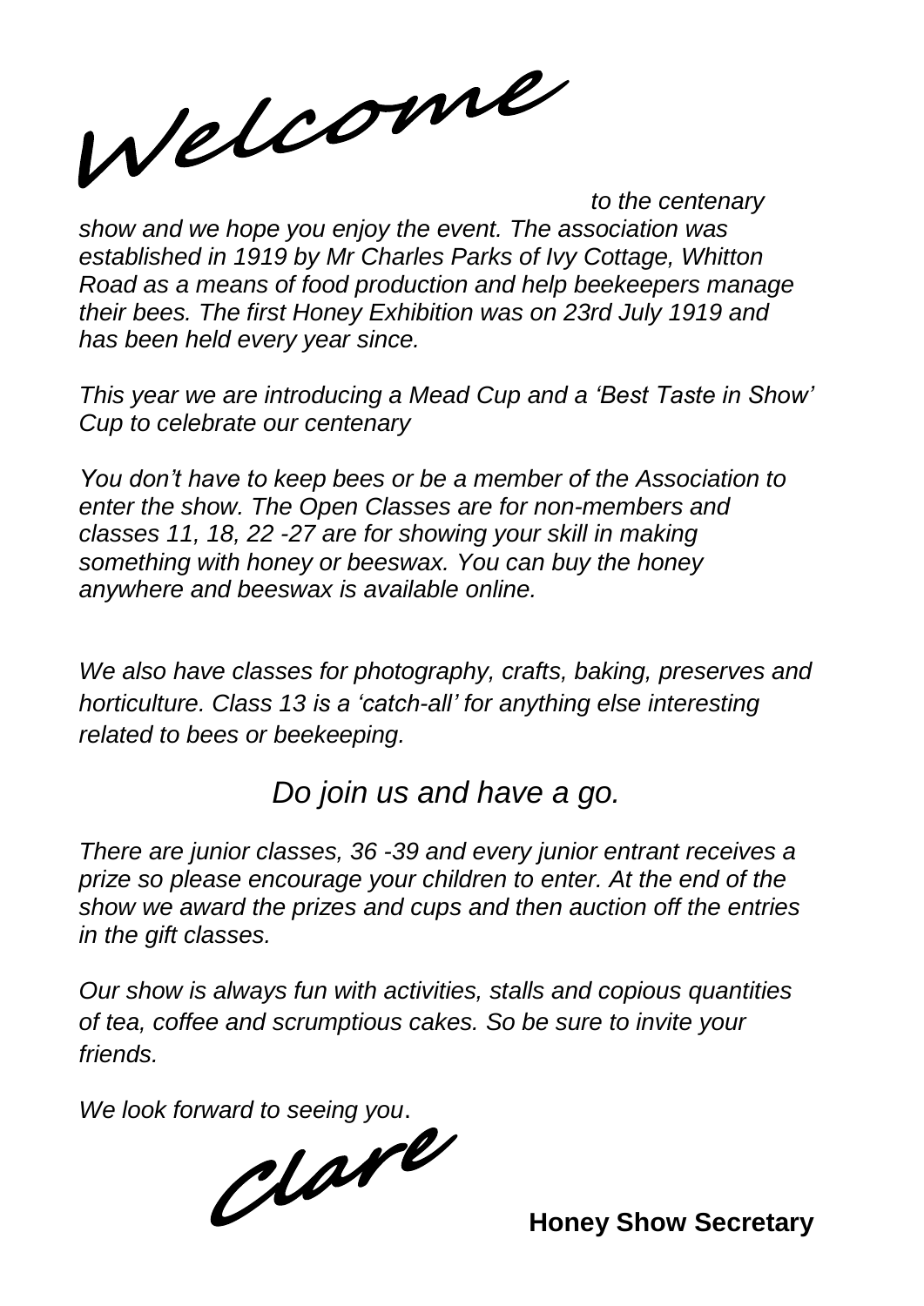# *Welcome*

*to the centenary show and we hope you enjoy the event. The association was established in 1919 by Mr Charles Parks of Ivy Cottage, Whitton Road as a means of food production and help beekeepers manage their bees. The first Honey Exhibition was on 23rd July 1919 and has been held every year since.*

*This year we are introducing a Mead Cup and a 'Best Taste in Show' Cup to celebrate our centenary*

*You don't have to keep bees or be a member of the Association to enter the show. The Open Classes are for non-members and classes 11, 18, 22 -27 are for showing your skill in making something with honey or beeswax. You can buy the honey anywhere and beeswax is available online.*

*We also have classes for photography, crafts, baking, preserves and horticulture. Class 13 is a 'catch-all' for anything else interesting related to bees or beekeeping.*

*Do join us and have a go.*

*There are junior classes, 36 -39 and every junior entrant receives a prize so please encourage your children to enter. At the end of the show we award the prizes and cups and then auction off the entries in the gift classes.*

*Our show is always fun with activities, stalls and copious quantities of tea, coffee and scrumptious cakes. So be sure to invite your friends.*

*We look forward to seeing you.*

*Clare*

**Honey Show Secretary**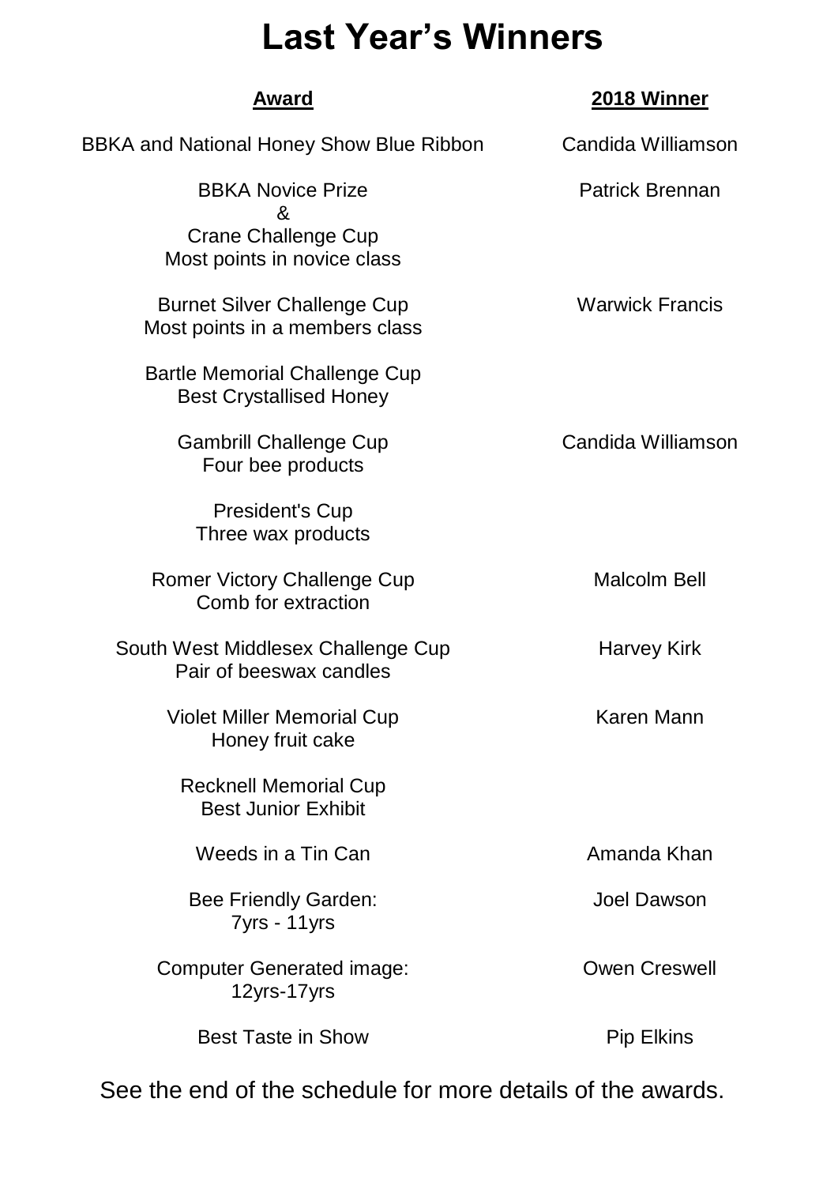# Last Year's Winners

| Award | 2018 Winner |
| --- | --- |
| BBKA and National Honey Show Blue Ribbon | Candida Williamson |
| BBKA Novice Prize & Crane Challenge Cup<br>Most points in novice class | Patrick Brennan |
| Burnet Silver Challenge Cup<br>Most points in a members class | Warwick Francis |
| Bartle Memorial Challenge Cup<br>Best Crystallised Honey | |
| Gambrill Challenge Cup<br>Four bee products | Candida Williamson |
| President's Cup<br>Three wax products | |
| Romer Victory Challenge Cup<br>Comb for extraction | Malcolm Bell |
| South West Middlesex Challenge Cup<br>Pair of beeswax candles | Harvey Kirk |
| Violet Miller Memorial Cup<br>Honey fruit cake | Karen Mann |
| Recknell Memorial Cup<br>Best Junior Exhibit | |
| Weeds in a Tin Can | Amanda Khan |
| Bee Friendly Garden:<br>7yrs - 11yrs | Joel Dawson |
| Computer Generated image:<br>12yrs-17yrs | Owen Creswell |
| Best Taste in Show | Pip Elkins |

See the end of the schedule for more details of the awards.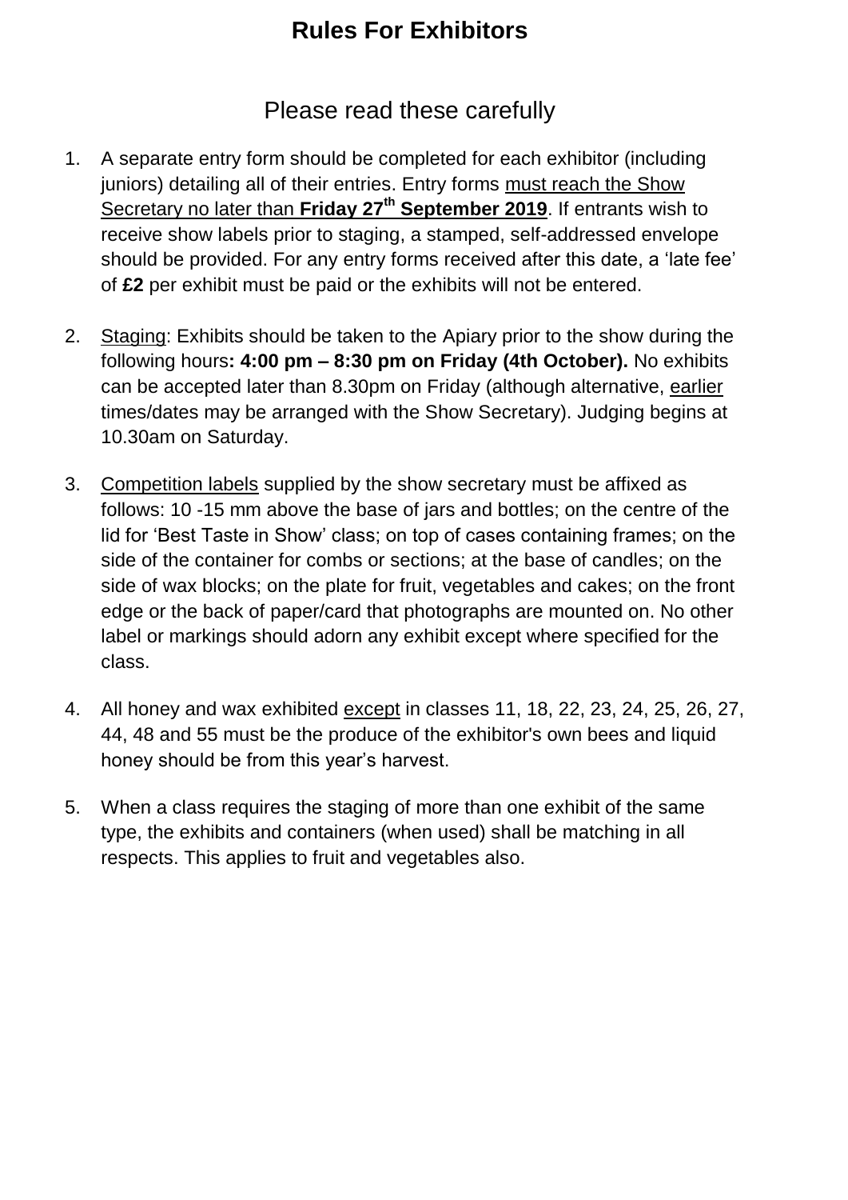# Rules For Exhibitors

## Please read these carefully

1. A separate entry form should be completed for each exhibitor (including juniors) detailing all of their entries. Entry forms must reach the Show Secretary no later than **Friday 27th September 2019**. If entrants wish to receive show labels prior to staging, a stamped, self-addressed envelope should be provided. For any entry forms received after this date, a 'late fee' of **£2** per exhibit must be paid or the exhibits will not be entered.

2. Staging: Exhibits should be taken to the Apiary prior to the show during the following hours**: 4:00 pm – 8:30 pm on Friday (4th October).** No exhibits can be accepted later than 8.30pm on Friday (although alternative, earlier times/dates may be arranged with the Show Secretary). Judging begins at 10.30am on Saturday.

3. Competition labels supplied by the show secretary must be affixed as follows: 10 -15 mm above the base of jars and bottles; on the centre of the lid for 'Best Taste in Show' class; on top of cases containing frames; on the side of the container for combs or sections; at the base of candles; on the side of wax blocks; on the plate for fruit, vegetables and cakes; on the front edge or the back of paper/card that photographs are mounted on. No other label or markings should adorn any exhibit except where specified for the class.

4. All honey and wax exhibited except in classes 11, 18, 22, 23, 24, 25, 26, 27, 44, 48 and 55 must be the produce of the exhibitor's own bees and liquid honey should be from this year's harvest.

5. When a class requires the staging of more than one exhibit of the same type, the exhibits and containers (when used) shall be matching in all respects. This applies to fruit and vegetables also.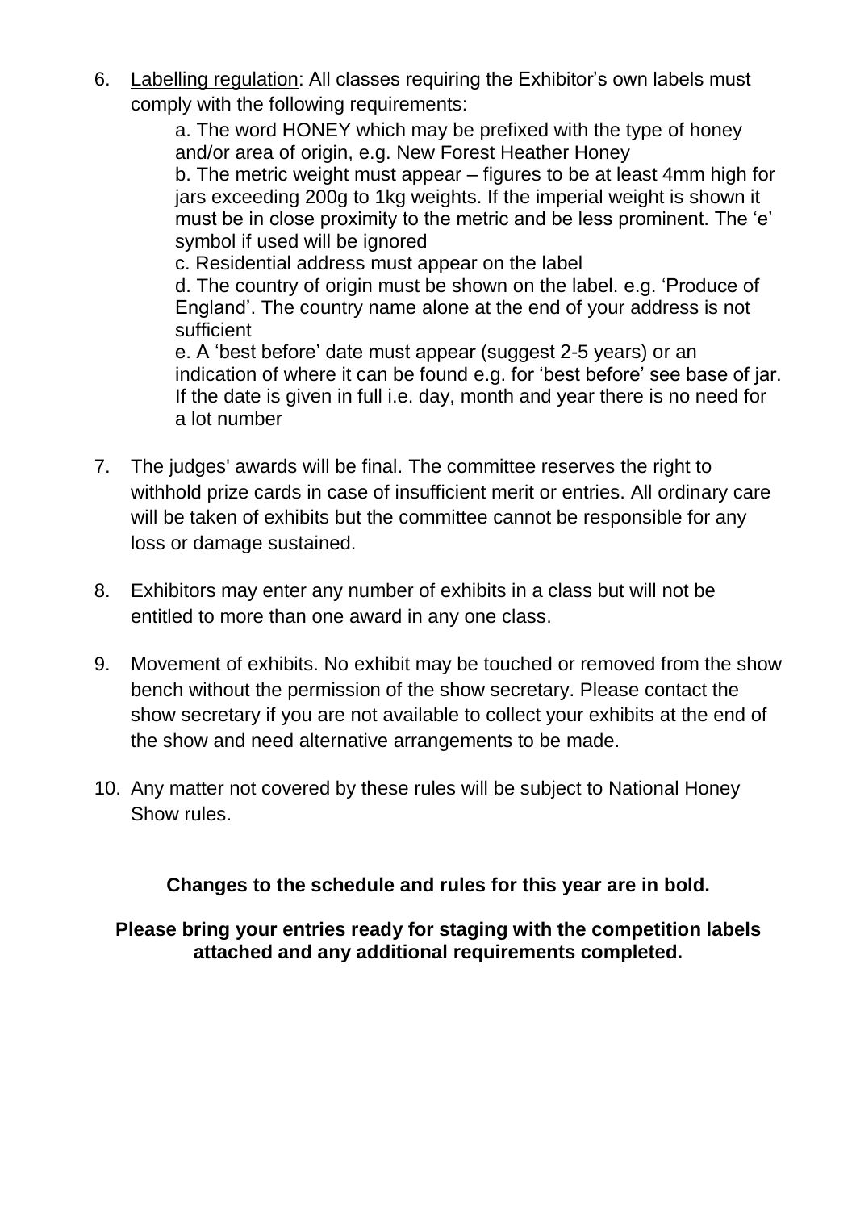6. Labelling regulation: All classes requiring the Exhibitor's own labels must comply with the following requirements:

   a. The word HONEY which may be prefixed with the type of honey and/or area of origin, e.g. New Forest Heather Honey
   b. The metric weight must appear – figures to be at least 4mm high for jars exceeding 200g to 1kg weights. If the imperial weight is shown it must be in close proximity to the metric and be less prominent. The 'e' symbol if used will be ignored
   c. Residential address must appear on the label
   d. The country of origin must be shown on the label. e.g. 'Produce of England'. The country name alone at the end of your address is not sufficient
   e. A 'best before' date must appear (suggest 2-5 years) or an indication of where it can be found e.g. for 'best before' see base of jar. If the date is given in full i.e. day, month and year there is no need for a lot number

7. The judges' awards will be final. The committee reserves the right to withhold prize cards in case of insufficient merit or entries. All ordinary care will be taken of exhibits but the committee cannot be responsible for any loss or damage sustained.

8. Exhibitors may enter any number of exhibits in a class but will not be entitled to more than one award in any one class.

9. Movement of exhibits. No exhibit may be touched or removed from the show bench without the permission of the show secretary. Please contact the show secretary if you are not available to collect your exhibits at the end of the show and need alternative arrangements to be made.

10. Any matter not covered by these rules will be subject to National Honey Show rules.

**Changes to the schedule and rules for this year are in bold.**

**Please bring your entries ready for staging with the competition labels attached and any additional requirements completed.**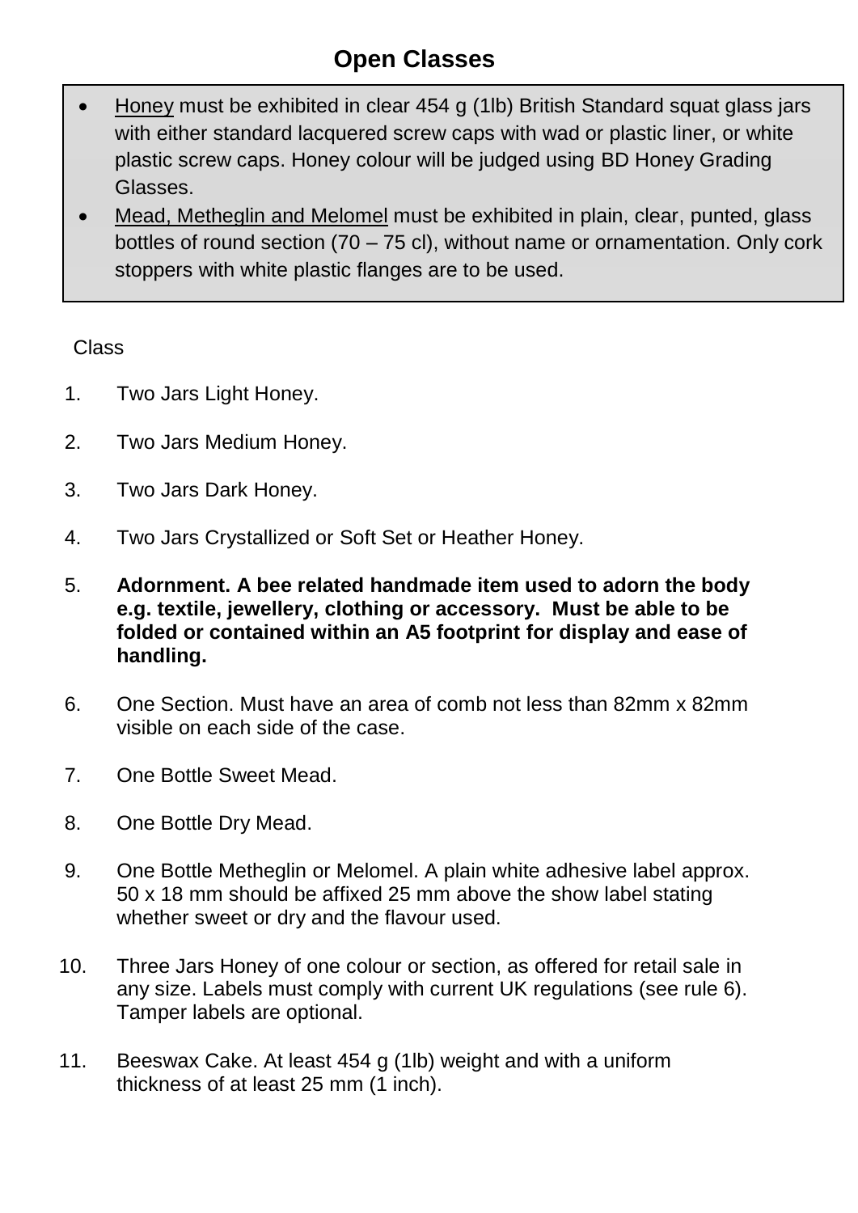# Open Classes

- Honey must be exhibited in clear 454 g (1lb) British Standard squat glass jars with either standard lacquered screw caps with wad or plastic liner, or white plastic screw caps. Honey colour will be judged using BD Honey Grading Glasses.
- Mead, Metheglin and Melomel must be exhibited in plain, clear, punted, glass bottles of round section (70 – 75 cl), without name or ornamentation. Only cork stoppers with white plastic flanges are to be used.

Class

1. Two Jars Light Honey.
2. Two Jars Medium Honey.
3. Two Jars Dark Honey.
4. Two Jars Crystallized or Soft Set or Heather Honey.
5. **Adornment. A bee related handmade item used to adorn the body e.g. textile, jewellery, clothing or accessory. Must be able to be folded or contained within an A5 footprint for display and ease of handling.**
6. One Section. Must have an area of comb not less than 82mm x 82mm visible on each side of the case.
7. One Bottle Sweet Mead.
8. One Bottle Dry Mead.
9. One Bottle Metheglin or Melomel. A plain white adhesive label approx. 50 x 18 mm should be affixed 25 mm above the show label stating whether sweet or dry and the flavour used.
10. Three Jars Honey of one colour or section, as offered for retail sale in any size. Labels must comply with current UK regulations (see rule 6). Tamper labels are optional.
11. Beeswax Cake. At least 454 g (1lb) weight and with a uniform thickness of at least 25 mm (1 inch).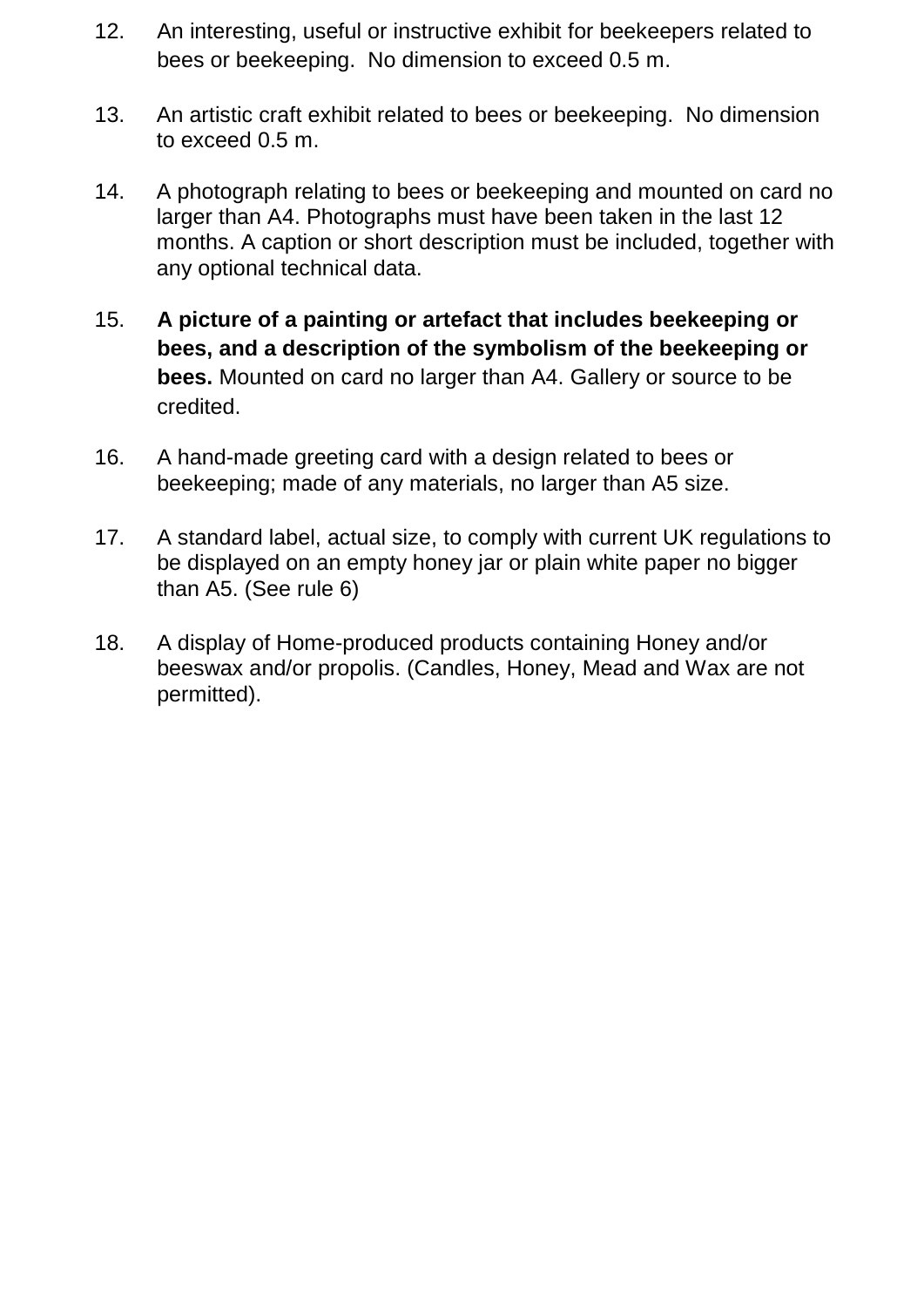12. An interesting, useful or instructive exhibit for beekeepers related to bees or beekeeping. No dimension to exceed 0.5 m.

13. An artistic craft exhibit related to bees or beekeeping. No dimension to exceed 0.5 m.

14. A photograph relating to bees or beekeeping and mounted on card no larger than A4. Photographs must have been taken in the last 12 months. A caption or short description must be included, together with any optional technical data.

15. **A picture of a painting or artefact that includes beekeeping or bees, and a description of the symbolism of the beekeeping or bees.** Mounted on card no larger than A4. Gallery or source to be credited.

16. A hand-made greeting card with a design related to bees or beekeeping; made of any materials, no larger than A5 size.

17. A standard label, actual size, to comply with current UK regulations to be displayed on an empty honey jar or plain white paper no bigger than A5. (See rule 6)

18. A display of Home-produced products containing Honey and/or beeswax and/or propolis. (Candles, Honey, Mead and Wax are not permitted).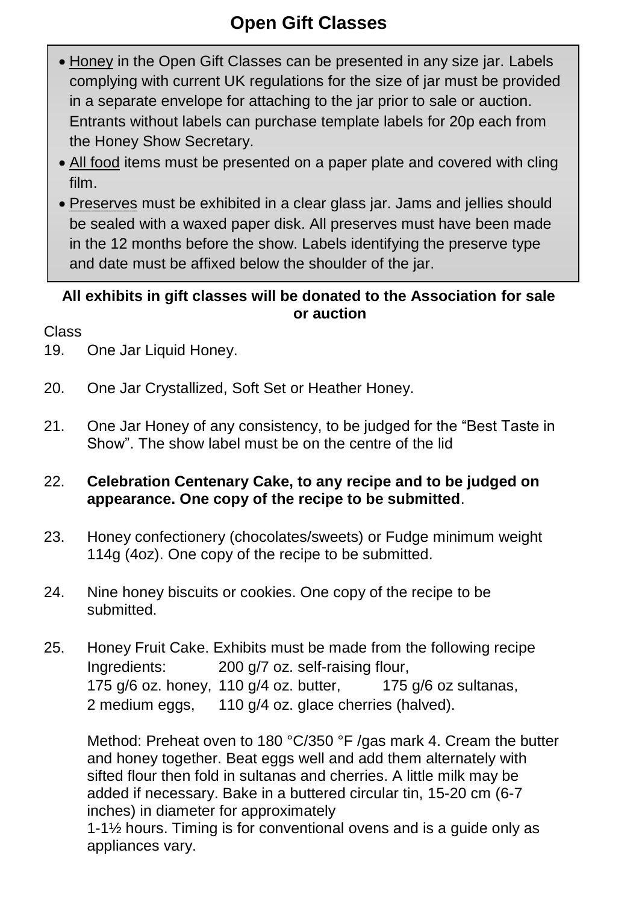# Open Gift Classes

- Honey in the Open Gift Classes can be presented in any size jar. Labels complying with current UK regulations for the size of jar must be provided in a separate envelope for attaching to the jar prior to sale or auction. Entrants without labels can purchase template labels for 20p each from the Honey Show Secretary.
- All food items must be presented on a paper plate and covered with cling film.
- Preserves must be exhibited in a clear glass jar. Jams and jellies should be sealed with a waxed paper disk. All preserves must have been made in the 12 months before the show. Labels identifying the preserve type and date must be affixed below the shoulder of the jar.

**All exhibits in gift classes will be donated to the Association for sale or auction**

Class

19. One Jar Liquid Honey.

20. One Jar Crystallized, Soft Set or Heather Honey.

21. One Jar Honey of any consistency, to be judged for the "Best Taste in Show". The show label must be on the centre of the lid

22. **Celebration Centenary Cake, to any recipe and to be judged on appearance. One copy of the recipe to be submitted**.

23. Honey confectionery (chocolates/sweets) or Fudge minimum weight 114g (4oz). One copy of the recipe to be submitted.

24. Nine honey biscuits or cookies. One copy of the recipe to be submitted.

25. Honey Fruit Cake. Exhibits must be made from the following recipe
    Ingredients: 200 g/7 oz. self-raising flour,
    175 g/6 oz. honey, 110 g/4 oz. butter, 175 g/6 oz sultanas,
    2 medium eggs, 110 g/4 oz. glace cherries (halved).

    Method: Preheat oven to 180 °C/350 °F /gas mark 4. Cream the butter and honey together. Beat eggs well and add them alternately with sifted flour then fold in sultanas and cherries. A little milk may be added if necessary. Bake in a buttered circular tin, 15-20 cm (6-7 inches) in diameter for approximately
    1-1½ hours. Timing is for conventional ovens and is a guide only as appliances vary.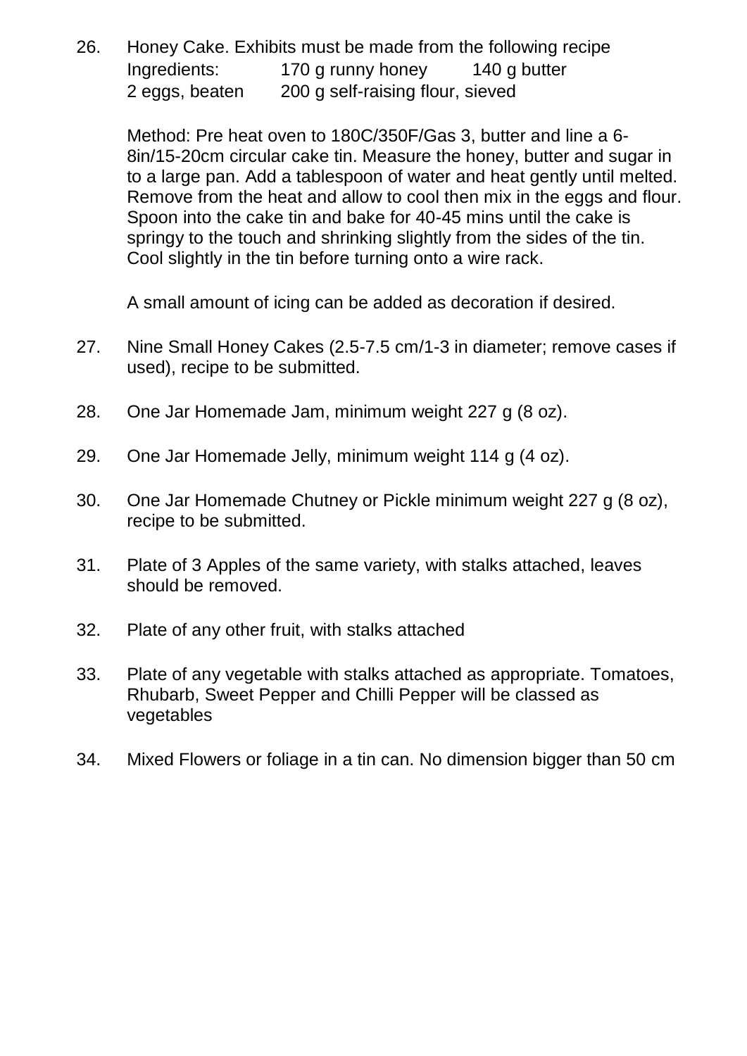26. Honey Cake. Exhibits must be made from the following recipe

    Ingredients: 170 g runny honey 140 g butter

    2 eggs, beaten 200 g self-raising flour, sieved

    Method: Pre heat oven to 180C/350F/Gas 3, butter and line a 6-8in/15-20cm circular cake tin. Measure the honey, butter and sugar in to a large pan. Add a tablespoon of water and heat gently until melted. Remove from the heat and allow to cool then mix in the eggs and flour. Spoon into the cake tin and bake for 40-45 mins until the cake is springy to the touch and shrinking slightly from the sides of the tin. Cool slightly in the tin before turning onto a wire rack.

    A small amount of icing can be added as decoration if desired.

27. Nine Small Honey Cakes (2.5-7.5 cm/1-3 in diameter; remove cases if used), recipe to be submitted.

28. One Jar Homemade Jam, minimum weight 227 g (8 oz).

29. One Jar Homemade Jelly, minimum weight 114 g (4 oz).

30. One Jar Homemade Chutney or Pickle minimum weight 227 g (8 oz), recipe to be submitted.

31. Plate of 3 Apples of the same variety, with stalks attached, leaves should be removed.

32. Plate of any other fruit, with stalks attached

33. Plate of any vegetable with stalks attached as appropriate. Tomatoes, Rhubarb, Sweet Pepper and Chilli Pepper will be classed as vegetables

34. Mixed Flowers or foliage in a tin can. No dimension bigger than 50 cm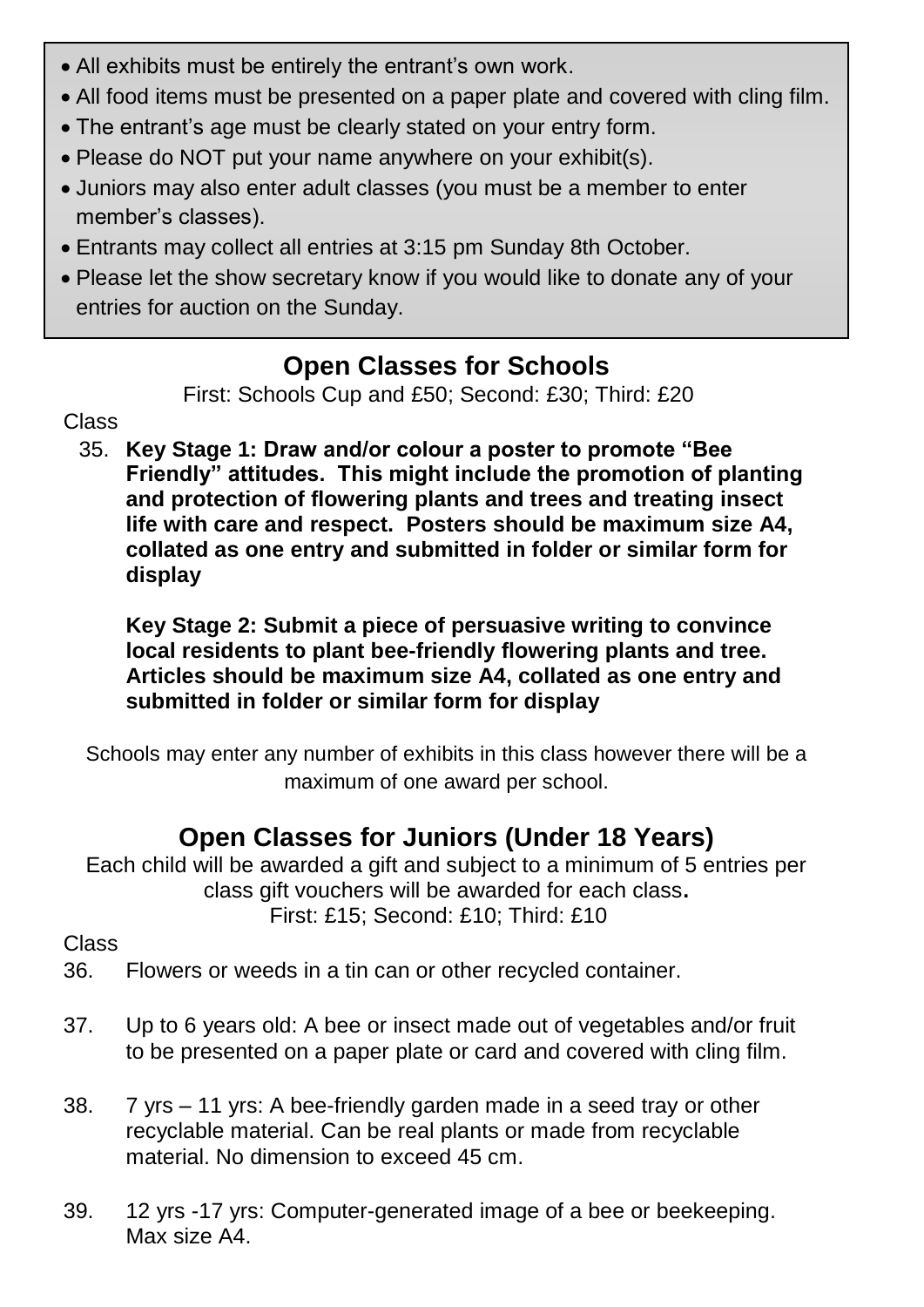- All exhibits must be entirely the entrant's own work.
- All food items must be presented on a paper plate and covered with cling film.
- The entrant's age must be clearly stated on your entry form.
- Please do NOT put your name anywhere on your exhibit(s).
- Juniors may also enter adult classes (you must be a member to enter member's classes).
- Entrants may collect all entries at 3:15 pm Sunday 8th October.
- Please let the show secretary know if you would like to donate any of your entries for auction on the Sunday.

## Open Classes for Schools

First: Schools Cup and £50; Second: £30; Third: £20

Class

35. **Key Stage 1: Draw and/or colour a poster to promote "Bee Friendly" attitudes. This might include the promotion of planting and protection of flowering plants and trees and treating insect life with care and respect. Posters should be maximum size A4, collated as one entry and submitted in folder or similar form for display**

    **Key Stage 2: Submit a piece of persuasive writing to convince local residents to plant bee-friendly flowering plants and tree. Articles should be maximum size A4, collated as one entry and submitted in folder or similar form for display**

Schools may enter any number of exhibits in this class however there will be a maximum of one award per school.

## Open Classes for Juniors (Under 18 Years)

Each child will be awarded a gift and subject to a minimum of 5 entries per class gift vouchers will be awarded for each class**.**
First: £15; Second: £10; Third: £10

Class

36. Flowers or weeds in a tin can or other recycled container.

37. Up to 6 years old: A bee or insect made out of vegetables and/or fruit to be presented on a paper plate or card and covered with cling film.

38. 7 yrs – 11 yrs: A bee-friendly garden made in a seed tray or other recyclable material. Can be real plants or made from recyclable material. No dimension to exceed 45 cm.

39. 12 yrs -17 yrs: Computer-generated image of a bee or beekeeping. Max size A4.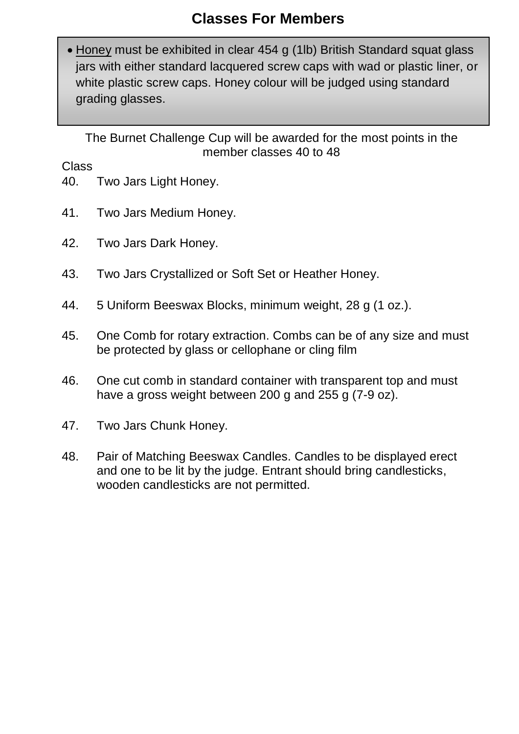# Classes For Members

- Honey must be exhibited in clear 454 g (1lb) British Standard squat glass jars with either standard lacquered screw caps with wad or plastic liner, or white plastic screw caps. Honey colour will be judged using standard grading glasses.

The Burnet Challenge Cup will be awarded for the most points in the member classes 40 to 48

Class

40. Two Jars Light Honey.

41. Two Jars Medium Honey.

42. Two Jars Dark Honey.

43. Two Jars Crystallized or Soft Set or Heather Honey.

44. 5 Uniform Beeswax Blocks, minimum weight, 28 g (1 oz.).

45. One Comb for rotary extraction. Combs can be of any size and must be protected by glass or cellophane or cling film

46. One cut comb in standard container with transparent top and must have a gross weight between 200 g and 255 g (7-9 oz).

47. Two Jars Chunk Honey.

48. Pair of Matching Beeswax Candles. Candles to be displayed erect and one to be lit by the judge. Entrant should bring candlesticks, wooden candlesticks are not permitted.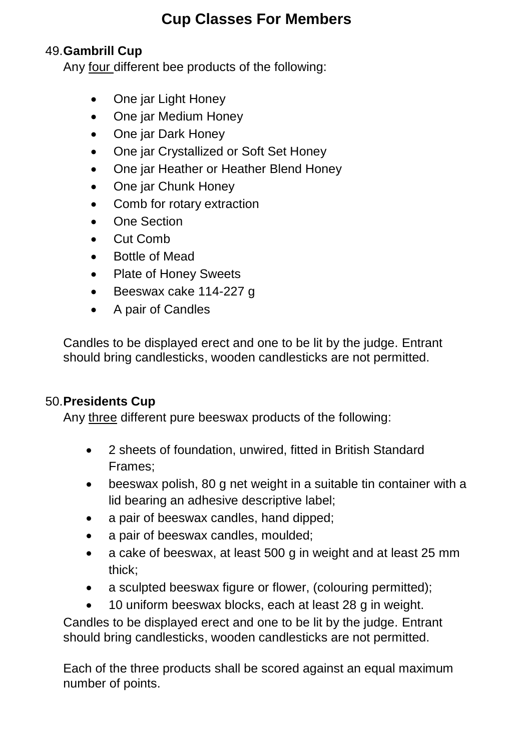# Cup Classes For Members

49. **Gambrill Cup**

Any <u>four</u> different bee products of the following:

- One jar Light Honey
- One jar Medium Honey
- One jar Dark Honey
- One jar Crystallized or Soft Set Honey
- One jar Heather or Heather Blend Honey
- One jar Chunk Honey
- Comb for rotary extraction
- One Section
- Cut Comb
- Bottle of Mead
- Plate of Honey Sweets
- Beeswax cake 114-227 g
- A pair of Candles

Candles to be displayed erect and one to be lit by the judge. Entrant should bring candlesticks, wooden candlesticks are not permitted.

50. **Presidents Cup**

Any <u>three</u> different pure beeswax products of the following:

- 2 sheets of foundation, unwired, fitted in British Standard Frames;
- beeswax polish, 80 g net weight in a suitable tin container with a lid bearing an adhesive descriptive label;
- a pair of beeswax candles, hand dipped;
- a pair of beeswax candles, moulded;
- a cake of beeswax, at least 500 g in weight and at least 25 mm thick;
- a sculpted beeswax figure or flower, (colouring permitted);
- 10 uniform beeswax blocks, each at least 28 g in weight.

Candles to be displayed erect and one to be lit by the judge. Entrant should bring candlesticks, wooden candlesticks are not permitted.

Each of the three products shall be scored against an equal maximum number of points.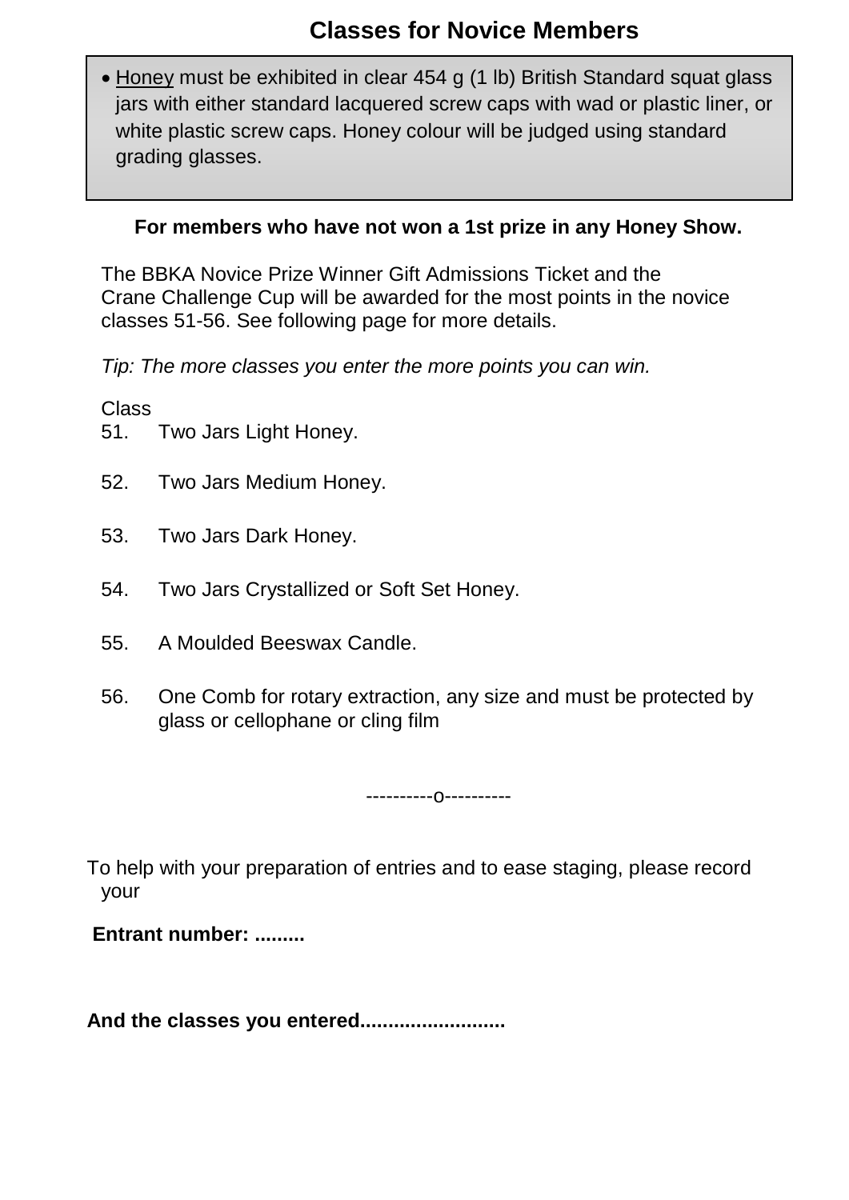# Classes for Novice Members

- Honey must be exhibited in clear 454 g (1 lb) British Standard squat glass jars with either standard lacquered screw caps with wad or plastic liner, or white plastic screw caps. Honey colour will be judged using standard grading glasses.

**For members who have not won a 1st prize in any Honey Show.**

The BBKA Novice Prize Winner Gift Admissions Ticket and the Crane Challenge Cup will be awarded for the most points in the novice classes 51-56. See following page for more details.

*Tip: The more classes you enter the more points you can win.*

Class

51. Two Jars Light Honey.
52. Two Jars Medium Honey.
53. Two Jars Dark Honey.
54. Two Jars Crystallized or Soft Set Honey.
55. A Moulded Beeswax Candle.
56. One Comb for rotary extraction, any size and must be protected by glass or cellophane or cling film

----------o----------

To help with your preparation of entries and to ease staging, please record your

**Entrant number: .........**

**And the classes you entered.........................**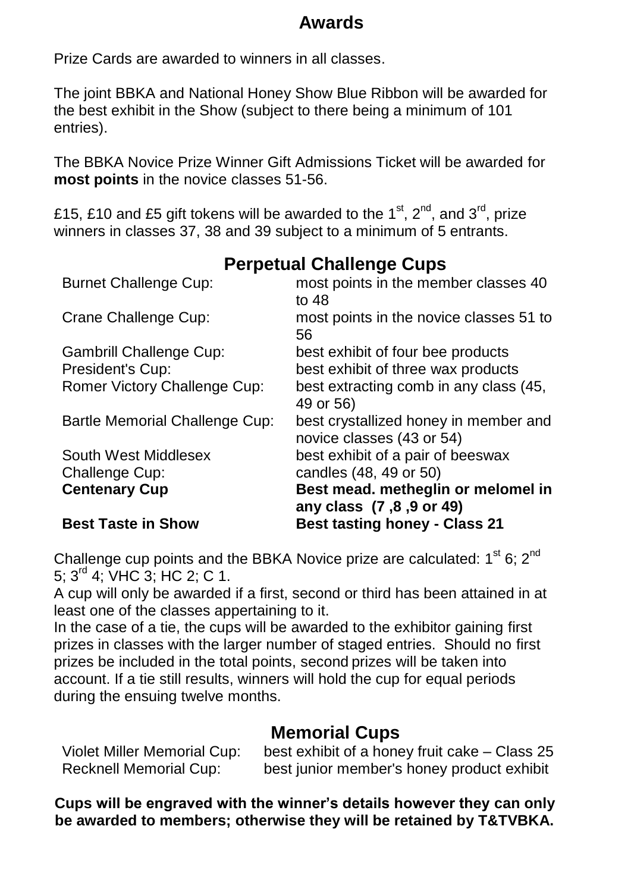## Awards

Prize Cards are awarded to winners in all classes.

The joint BBKA and National Honey Show Blue Ribbon will be awarded for the best exhibit in the Show (subject to there being a minimum of 101 entries).

The BBKA Novice Prize Winner Gift Admissions Ticket will be awarded for **most points** in the novice classes 51-56.

£15, £10 and £5 gift tokens will be awarded to the 1st, 2nd, and 3rd, prize winners in classes 37, 38 and 39 subject to a minimum of 5 entrants.

## Perpetual Challenge Cups

| | |
|---|---|
| Burnet Challenge Cup: | most points in the member classes 40 to 48 |
| Crane Challenge Cup: | most points in the novice classes 51 to 56 |
| Gambrill Challenge Cup: | best exhibit of four bee products |
| President's Cup: | best exhibit of three wax products |
| Romer Victory Challenge Cup: | best extracting comb in any class (45, 49 or 56) |
| Bartle Memorial Challenge Cup: | best crystallized honey in member and novice classes (43 or 54) |
| South West Middlesex Challenge Cup: | best exhibit of a pair of beeswax candles (48, 49 or 50) |
| **Centenary Cup** | **Best mead. metheglin or melomel in any class (7 ,8 ,9 or 49)** |
| **Best Taste in Show** | **Best tasting honey - Class 21** |

Challenge cup points and the BBKA Novice prize are calculated: 1st 6; 2nd 5; 3rd 4; VHC 3; HC 2; C 1.

A cup will only be awarded if a first, second or third has been attained in at least one of the classes appertaining to it.

In the case of a tie, the cups will be awarded to the exhibitor gaining first prizes in classes with the larger number of staged entries. Should no first prizes be included in the total points, second prizes will be taken into account. If a tie still results, winners will hold the cup for equal periods during the ensuing twelve months.

## Memorial Cups

| | |
|---|---|
| Violet Miller Memorial Cup: | best exhibit of a honey fruit cake – Class 25 |
| Recknell Memorial Cup: | best junior member's honey product exhibit |

**Cups will be engraved with the winner's details however they can only be awarded to members; otherwise they will be retained by T&TVBKA.**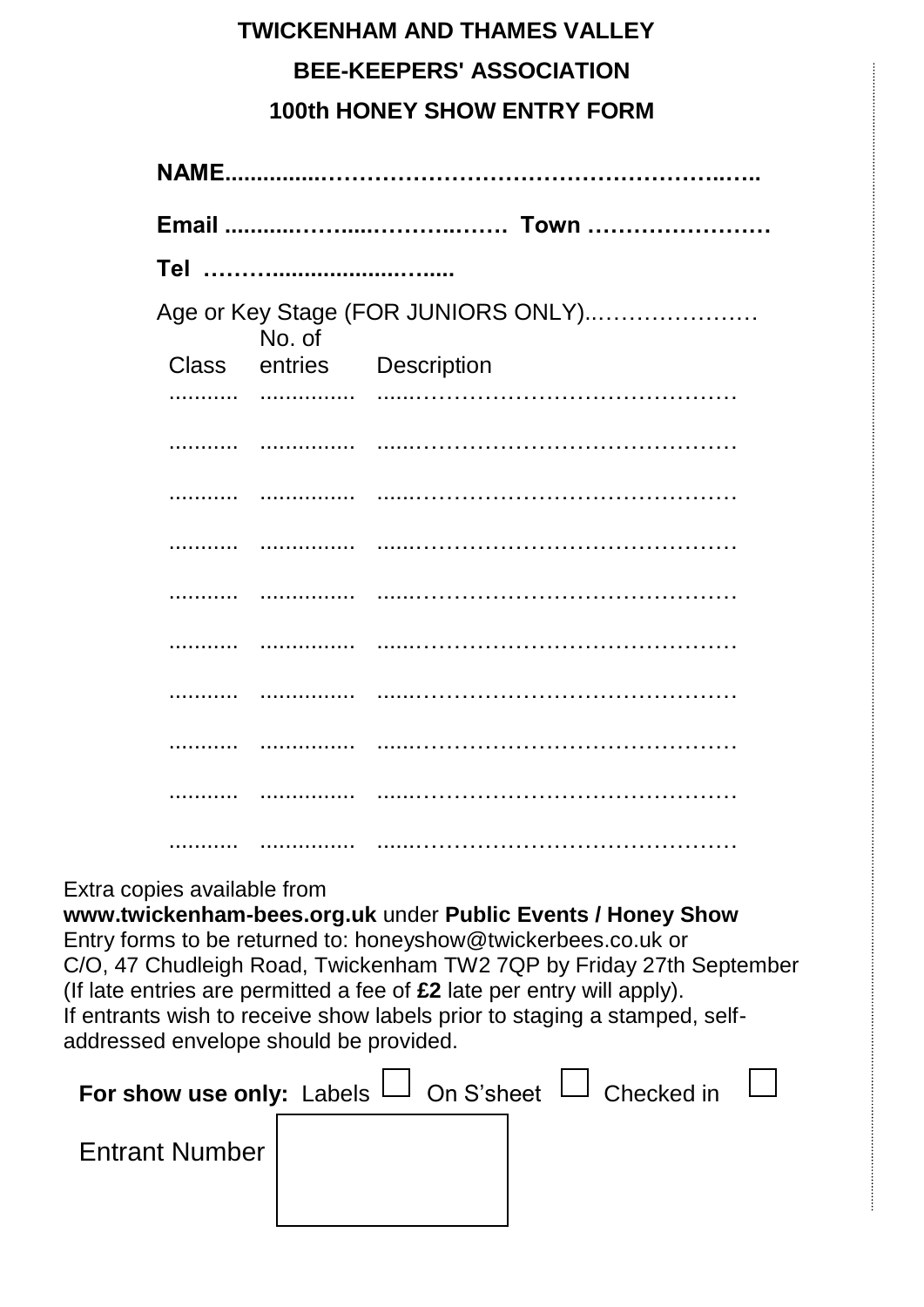# TWICKENHAM AND THAMES VALLEY

# BEE-KEEPERS' ASSOCIATION

## 100th HONEY SHOW ENTRY FORM

**NAME..........................................................................**

**Email .............................................. Town ........................**

**Tel ...................................**

Age or Key Stage (FOR JUNIORS ONLY)......................

| Class | No. of entries | Description |
|---|---|---|
| ........... | ............... | ............................................... |
| ........... | ............... | ............................................... |
| ........... | ............... | ............................................... |
| ........... | ............... | ............................................... |
| ........... | ............... | ............................................... |
| ........... | ............... | ............................................... |
| ........... | ............... | ............................................... |
| ........... | ............... | ............................................... |
| ........... | ............... | ............................................... |
| ........... | ............... | ............................................... |

Extra copies available from
**www.twickenham-bees.org.uk** under **Public Events / Honey Show**
Entry forms to be returned to: honeyshow@twickerbees.co.uk or
C/O, 47 Chudleigh Road, Twickenham TW2 7QP by Friday 27th September
(If late entries are permitted a fee of **£2** late per entry will apply).
If entrants wish to receive show labels prior to staging a stamped, self-addressed envelope should be provided.

**For show use only:** Labels ☐ On S'sheet ☐ Checked in ☐

Entrant Number ☐